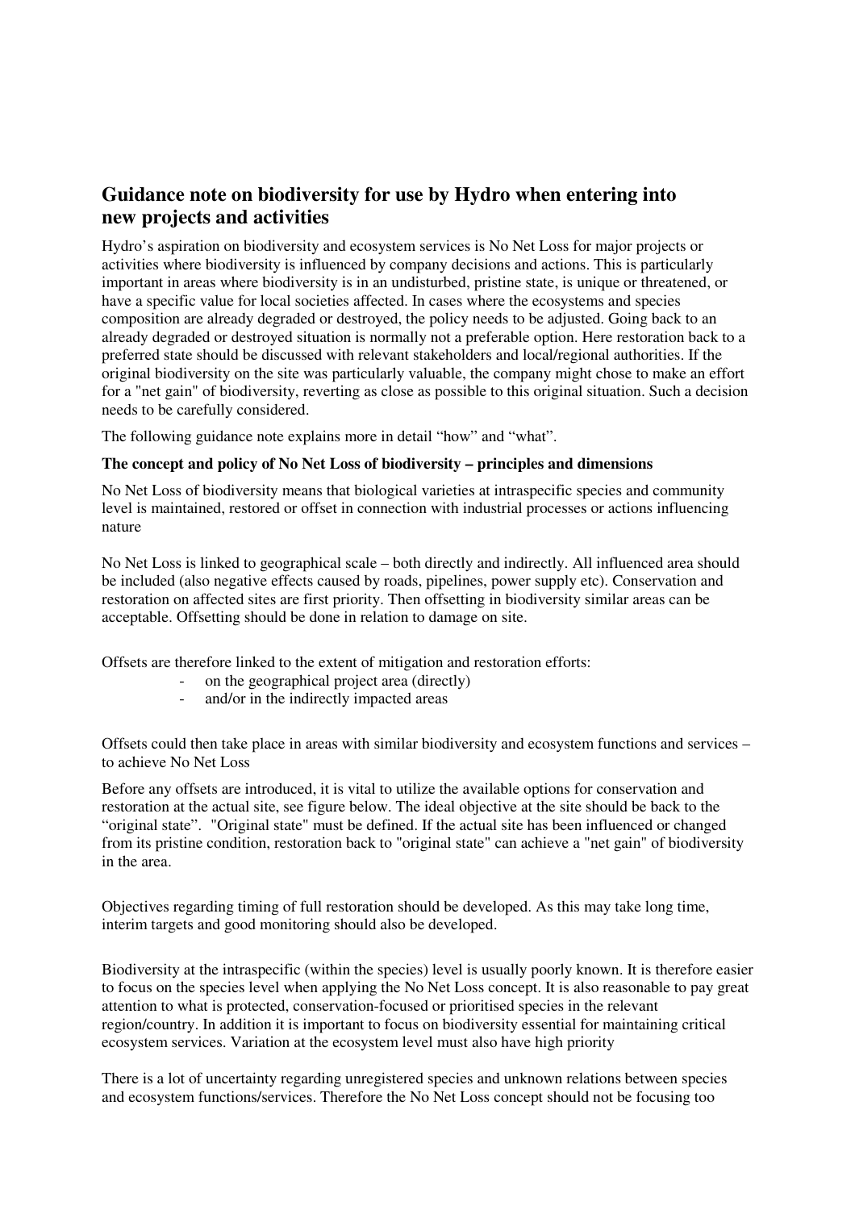# Guidance note on biodiversity for use by Hydro when entering into new projects and activities

Hydro's aspiration on biodiversity and ecosystem services is No Net Loss for major projects or activities where biodiversity is influenced by company decisions and actions. This is particularly important in areas where biodiversity is in an undisturbed, pristine state, is unique or threatened, or have a specific value for local societies affected. In cases where the ecosystems and species composition are already degraded or destroyed, the policy needs to be adjusted. Going back to an already degraded or destroyed situation is normally not a preferable option. Here restoration back to a preferred state should be discussed with relevant stakeholders and local/regional authorities. If the original biodiversity on the site was particularly valuable, the company might chose to make an effort for a "net gain" of biodiversity, reverting as close as possible to this original situation. Such a decision needs to be carefully considered.

The following guidance note explains more in detail "how" and "what".

**The concept and policy of No Net Loss of biodiversity – principles and dimensions**

No Net Loss of biodiversity means that biological varieties at intraspecific species and community level is maintained, restored or offset in connection with industrial processes or actions influencing nature

No Net Loss is linked to geographical scale – both directly and indirectly. All influenced area should be included (also negative effects caused by roads, pipelines, power supply etc). Conservation and restoration on affected sites are first priority. Then offsetting in biodiversity similar areas can be acceptable. Offsetting should be done in relation to damage on site.

Offsets are therefore linked to the extent of mitigation and restoration efforts:

- on the geographical project area (directly)
- and/or in the indirectly impacted areas

Offsets could then take place in areas with similar biodiversity and ecosystem functions and services – to achieve No Net Loss

Before any offsets are introduced, it is vital to utilize the available options for conservation and restoration at the actual site, see figure below. The ideal objective at the site should be back to the "original state". "Original state" must be defined. If the actual site has been influenced or changed from its pristine condition, restoration back to "original state" can achieve a "net gain" of biodiversity in the area.

Objectives regarding timing of full restoration should be developed. As this may take long time, interim targets and good monitoring should also be developed.

Biodiversity at the intraspecific (within the species) level is usually poorly known. It is therefore easier to focus on the species level when applying the No Net Loss concept. It is also reasonable to pay great attention to what is protected, conservation-focused or prioritised species in the relevant region/country. In addition it is important to focus on biodiversity essential for maintaining critical ecosystem services. Variation at the ecosystem level must also have high priority

There is a lot of uncertainty regarding unregistered species and unknown relations between species and ecosystem functions/services. Therefore the No Net Loss concept should not be focusing too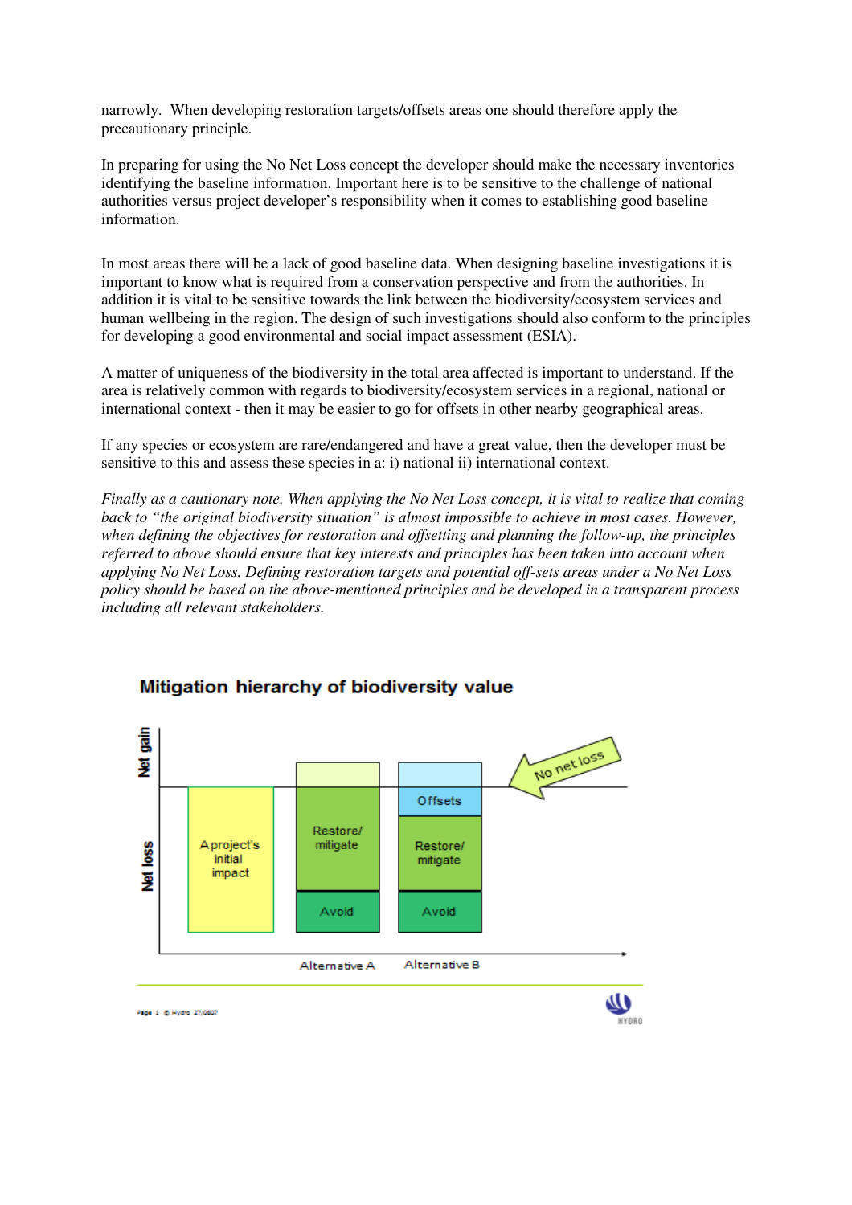narrowly. When developing restoration targets/offsets areas one should therefore apply the precautionary principle.

In preparing for using the No Net Loss concept the developer should make the necessary inventories identifying the baseline information. Important here is to be sensitive to the challenge of national authorities versus project developer's responsibility when it comes to establishing good baseline information.

In most areas there will be a lack of good baseline data. When designing baseline investigations it is important to know what is required from a conservation perspective and from the authorities. In addition it is vital to be sensitive towards the link between the biodiversity/ecosystem services and human wellbeing in the region. The design of such investigations should also conform to the principles for developing a good environmental and social impact assessment (ESIA).

A matter of uniqueness of the biodiversity in the total area affected is important to understand. If the area is relatively common with regards to biodiversity/ecosystem services in a regional, national or international context - then it may be easier to go for offsets in other nearby geographical areas.

If any species or ecosystem are rare/endangered and have a great value, then the developer must be sensitive to this and assess these species in a: i) national ii) international context.

*Finally as a cautionary note. When applying the No Net Loss concept, it is vital to realize that coming back to "the original biodiversity situation" is almost impossible to achieve in most cases. However, when defining the objectives for restoration and offsetting and planning the follow-up, the principles referred to above should ensure that key interests and principles has been taken into account when applying No Net Loss. Defining restoration targets and potential off-sets areas under a No Net Loss policy should be based on the above-mentioned principles and be developed in a transparent process including all relevant stakeholders.*

**Mitigation hierarchy of biodiversity value**

Net gain
Net loss
A project's initial impact
Restore/ mitigate
Avoid
Offsets
Restore/ mitigate
Avoid
No net loss
Alternative A
Alternative B